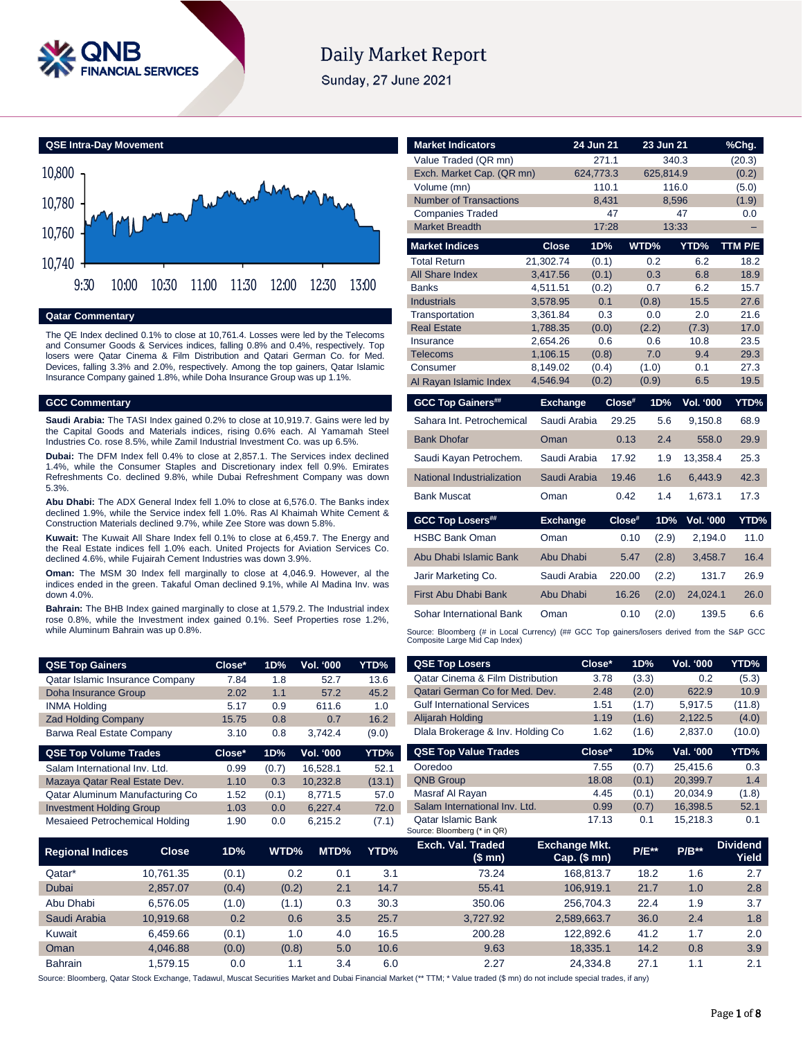# Daily Market Report

Sunday, 27 June 2021

## QSE Intra-Day Movement

## Qatar Commentary

The QE Index declined 0.1% to close at 10,761.4. Losses were led by the Telecoms and Consumer Goods & Services indices, falling 0.8% and 0.4%, respectively. Top losers were Qatar Cinema & Film Distribution and Qatari German Co. for Med. Devices, falling 3.3% and 2.0%, respectively. Among the top gainers, Qatar Islamic Insurance Company gained 1.8%, while Doha Insurance Group was up 1.1%.

## GCC Commentary

**Saudi Arabia:** The TASI Index gained 0.2% to close at 10,919.7. Gains were led by the Capital Goods and Materials indices, rising 0.6% each. Al Yamamah Steel Industries Co. rose 8.5%, while Zamil Industrial Investment Co. was up 6.5%.

**Dubai:** The DFM Index fell 0.4% to close at 2,857.1. The Services index declined 1.4%, while the Consumer Staples and Discretionary index fell 0.9%. Emirates Refreshments Co. declined 9.8%, while Dubai Refreshment Company was down 5.3%.

**Abu Dhabi:** The ADX General Index fell 1.0% to close at 6,576.0. The Banks index declined 1.9%, while the Service index fell 1.0%. Ras Al Khaimah White Cement & Construction Materials declined 9.7%, while Zee Store was down 5.8%.

**Kuwait:** The Kuwait All Share Index fell 0.1% to close at 6,459.7. The Energy and the Real Estate indices fell 1.0% each. United Projects for Aviation Services Co. declined 4.6%, while Fujairah Cement Industries was down 3.9%.

**Oman:** The MSM 30 Index fell marginally to close at 4,046.9. However, al the indices ended in the green. Takaful Oman declined 9.1%, while Al Madina Inv. was down 4.0%.

**Bahrain:** The BHB Index gained marginally to close at 1,579.2. The Industrial index rose 0.8%, while the Investment index gained 0.1%. Seef Properties rose 1.2%, while Aluminum Bahrain was up 0.8%.

| Market Indicators | 24 Jun 21 | 23 Jun 21 | %Chg. |
|---|---|---|---|
| Value Traded (QR mn) | 271.1 | 340.3 | (20.3) |
| Exch. Market Cap. (QR mn) | 624,773.3 | 625,814.9 | (0.2) |
| Volume (mn) | 110.1 | 116.0 | (5.0) |
| Number of Transactions | 8,431 | 8,596 | (1.9) |
| Companies Traded | 47 | 47 | 0.0 |
| Market Breadth | 17:28 | 13:33 | – |

| Market Indices | Close | 1D% | WTD% | YTD% | TTM P/E |
|---|---|---|---|---|---|
| Total Return | 21,302.74 | (0.1) | 0.2 | 6.2 | 18.2 |
| All Share Index | 3,417.56 | (0.1) | 0.3 | 6.8 | 18.9 |
| Banks | 4,511.51 | (0.2) | 0.7 | 6.2 | 15.7 |
| Industrials | 3,578.95 | 0.1 | (0.8) | 15.5 | 27.6 |
| Transportation | 3,361.84 | 0.3 | 0.0 | 2.0 | 21.6 |
| Real Estate | 1,788.35 | (0.0) | (2.2) | (7.3) | 17.0 |
| Insurance | 2,654.26 | 0.6 | 0.6 | 10.8 | 23.5 |
| Telecoms | 1,106.15 | (0.8) | 7.0 | 9.4 | 29.3 |
| Consumer | 8,149.02 | (0.4) | (1.0) | 0.1 | 27.3 |
| Al Rayan Islamic Index | 4,546.94 | (0.2) | (0.9) | 6.5 | 19.5 |

| GCC Top Gainers## | Exchange | Close# | 1D% | Vol. '000 | YTD% |
|---|---|---|---|---|---|
| Sahara Int. Petrochemical | Saudi Arabia | 29.25 | 5.6 | 9,150.8 | 68.9 |
| Bank Dhofar | Oman | 0.13 | 2.4 | 558.0 | 29.9 |
| Saudi Kayan Petrochem. | Saudi Arabia | 17.92 | 1.9 | 13,358.4 | 25.3 |
| National Industrialization | Saudi Arabia | 19.46 | 1.6 | 6,443.9 | 42.3 |
| Bank Muscat | Oman | 0.42 | 1.4 | 1,673.1 | 17.3 |

| GCC Top Losers## | Exchange | Close# | 1D% | Vol. '000 | YTD% |
|---|---|---|---|---|---|
| HSBC Bank Oman | Oman | 0.10 | (2.9) | 2,194.0 | 11.0 |
| Abu Dhabi Islamic Bank | Abu Dhabi | 5.47 | (2.8) | 3,458.7 | 16.4 |
| Jarir Marketing Co. | Saudi Arabia | 220.00 | (2.2) | 131.7 | 26.9 |
| First Abu Dhabi Bank | Abu Dhabi | 16.26 | (2.0) | 24,024.1 | 26.0 |
| Sohar International Bank | Oman | 0.10 | (2.0) | 139.5 | 6.6 |

Source: Bloomberg (# in Local Currency) (## GCC Top gainers/losers derived from the S&P GCC Composite Large Mid Cap Index)

| QSE Top Gainers | Close* | 1D% | Vol. '000 | YTD% |
|---|---|---|---|---|
| Qatar Islamic Insurance Company | 7.84 | 1.8 | 52.7 | 13.6 |
| Doha Insurance Group | 2.02 | 1.1 | 57.2 | 45.2 |
| INMA Holding | 5.17 | 0.9 | 611.6 | 1.0 |
| Zad Holding Company | 15.75 | 0.8 | 0.7 | 16.2 |
| Barwa Real Estate Company | 3.10 | 0.8 | 3,742.4 | (9.0) |

| QSE Top Volume Trades | Close* | 1D% | Vol. '000 | YTD% |
|---|---|---|---|---|
| Salam International Inv. Ltd. | 0.99 | (0.7) | 16,528.1 | 52.1 |
| Mazaya Qatar Real Estate Dev. | 1.10 | 0.3 | 10,232.8 | (13.1) |
| Qatar Aluminum Manufacturing Co | 1.52 | (0.1) | 8,771.5 | 57.0 |
| Investment Holding Group | 1.03 | 0.0 | 6,227.4 | 72.0 |
| Mesaieed Petrochemical Holding | 1.90 | 0.0 | 6,215.2 | (7.1) |

| QSE Top Losers | Close* | 1D% | Vol. '000 | YTD% |
|---|---|---|---|---|
| Qatar Cinema & Film Distribution | 3.78 | (3.3) | 0.2 | (5.3) |
| Qatari German Co for Med. Dev. | 2.48 | (2.0) | 622.9 | 10.9 |
| Gulf International Services | 1.51 | (1.7) | 5,917.5 | (11.8) |
| Alijarah Holding | 1.19 | (1.6) | 2,122.5 | (4.0) |
| Dlala Brokerage & Inv. Holding Co | 1.62 | (1.6) | 2,837.0 | (10.0) |

| QSE Top Value Trades | Close* | 1D% | Val. '000 | YTD% |
|---|---|---|---|---|
| Ooredoo | 7.55 | (0.7) | 25,415.6 | 0.3 |
| QNB Group | 18.08 | (0.1) | 20,399.7 | 1.4 |
| Masraf Al Rayan | 4.45 | (0.1) | 20,034.9 | (1.8) |
| Salam International Inv. Ltd. | 0.99 | (0.7) | 16,398.5 | 52.1 |
| Qatar Islamic Bank | 17.13 | 0.1 | 15,218.3 | 0.1 |

Source: Bloomberg (* in QR)

| Regional Indices | Close | 1D% | WTD% | MTD% | YTD% | Exch. Val. Traded ($ mn) | Exchange Mkt. Cap. ($ mn) | P/E** | P/B** | Dividend Yield |
|---|---|---|---|---|---|---|---|---|---|---|
| Qatar* | 10,761.35 | (0.1) | 0.2 | 0.1 | 3.1 | 73.24 | 168,813.7 | 18.2 | 1.6 | 2.7 |
| Dubai | 2,857.07 | (0.4) | (0.2) | 2.1 | 14.7 | 55.41 | 106,919.1 | 21.7 | 1.0 | 2.8 |
| Abu Dhabi | 6,576.05 | (1.0) | (1.1) | 0.3 | 30.3 | 350.06 | 256,704.3 | 22.4 | 1.9 | 3.7 |
| Saudi Arabia | 10,919.68 | 0.2 | 0.6 | 3.5 | 25.7 | 3,727.92 | 2,589,663.7 | 36.0 | 2.4 | 1.8 |
| Kuwait | 6,459.66 | (0.1) | 1.0 | 4.0 | 16.5 | 200.28 | 122,892.6 | 41.2 | 1.7 | 2.0 |
| Oman | 4,046.88 | (0.0) | (0.8) | 5.0 | 10.6 | 9.63 | 18,335.1 | 14.2 | 0.8 | 3.9 |
| Bahrain | 1,579.15 | 0.0 | 1.1 | 3.4 | 6.0 | 2.27 | 24,334.8 | 27.1 | 1.1 | 2.1 |

Source: Bloomberg, Qatar Stock Exchange, Tadawul, Muscat Securities Market and Dubai Financial Market (** TTM; * Value traded ($ mn) do not include special trades, if any)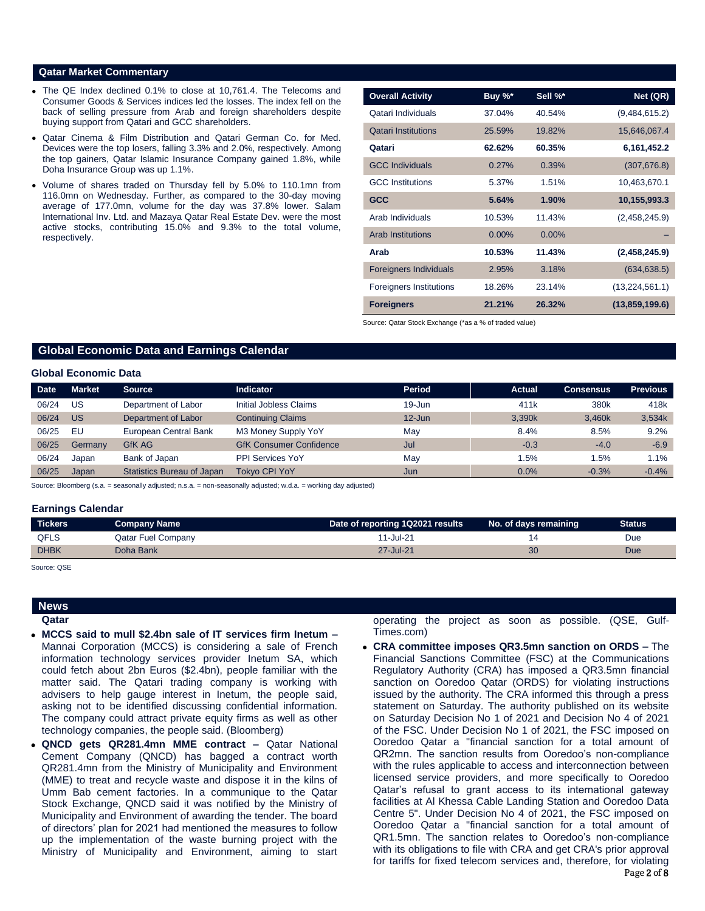## Qatar Market Commentary

- The QE Index declined 0.1% to close at 10,761.4. The Telecoms and Consumer Goods & Services indices led the losses. The index fell on the back of selling pressure from Arab and foreign shareholders despite buying support from Qatari and GCC shareholders.
- Qatar Cinema & Film Distribution and Qatari German Co. for Med. Devices were the top losers, falling 3.3% and 2.0%, respectively. Among the top gainers, Qatar Islamic Insurance Company gained 1.8%, while Doha Insurance Group was up 1.1%.
- Volume of shares traded on Thursday fell by 5.0% to 110.1mn from 116.0mn on Wednesday. Further, as compared to the 30-day moving average of 177.0mn, volume for the day was 37.8% lower. Salam International Inv. Ltd. and Mazaya Qatar Real Estate Dev. were the most active stocks, contributing 15.0% and 9.3% to the total volume, respectively.

| Overall Activity | Buy %* | Sell %* | Net (QR) |
|---|---|---|---|
| Qatari Individuals | 37.04% | 40.54% | (9,484,615.2) |
| Qatari Institutions | 25.59% | 19.82% | 15,646,067.4 |
| **Qatari** | **62.62%** | **60.35%** | **6,161,452.2** |
| GCC Individuals | 0.27% | 0.39% | (307,676.8) |
| GCC Institutions | 5.37% | 1.51% | 10,463,670.1 |
| **GCC** | **5.64%** | **1.90%** | **10,155,993.3** |
| Arab Individuals | 10.53% | 11.43% | (2,458,245.9) |
| Arab Institutions | 0.00% | 0.00% | – |
| **Arab** | **10.53%** | **11.43%** | **(2,458,245.9)** |
| Foreigners Individuals | 2.95% | 3.18% | (634,638.5) |
| Foreigners Institutions | 18.26% | 23.14% | (13,224,561.1) |
| **Foreigners** | **21.21%** | **26.32%** | **(13,859,199.6)** |

Source: Qatar Stock Exchange (*as a % of traded value)

## Global Economic Data and Earnings Calendar

### Global Economic Data

| Date | Market | Source | Indicator | Period | Actual | Consensus | Previous |
|---|---|---|---|---|---|---|---|
| 06/24 | US | Department of Labor | Initial Jobless Claims | 19-Jun | 411k | 380k | 418k |
| 06/24 | US | Department of Labor | Continuing Claims | 12-Jun | 3,390k | 3,460k | 3,534k |
| 06/25 | EU | European Central Bank | M3 Money Supply YoY | May | 8.4% | 8.5% | 9.2% |
| 06/25 | Germany | GfK AG | GfK Consumer Confidence | Jul | -0.3 | -4.0 | -6.9 |
| 06/24 | Japan | Bank of Japan | PPI Services YoY | May | 1.5% | 1.5% | 1.1% |
| 06/25 | Japan | Statistics Bureau of Japan | Tokyo CPI YoY | Jun | 0.0% | -0.3% | -0.4% |

Source: Bloomberg (s.a. = seasonally adjusted; n.s.a. = non-seasonally adjusted; w.d.a. = working day adjusted)

### Earnings Calendar

| Tickers | Company Name | Date of reporting 1Q2021 results | No. of days remaining | Status |
|---|---|---|---|---|
| QFLS | Qatar Fuel Company | 11-Jul-21 | 14 | Due |
| DHBK | Doha Bank | 27-Jul-21 | 30 | Due |

Source: QSE

## News

### Qatar

- **MCCS said to mull $2.4bn sale of IT services firm Inetum –** Mannai Corporation (MCCS) is considering a sale of French information technology services provider Inetum SA, which could fetch about 2bn Euros ($2.4bn), people familiar with the matter said. The Qatari trading company is working with advisers to help gauge interest in Inetum, the people said, asking not to be identified discussing confidential information. The company could attract private equity firms as well as other technology companies, the people said. (Bloomberg)
- **QNCD gets QR281.4mn MME contract –** Qatar National Cement Company (QNCD) has bagged a contract worth QR281.4mn from the Ministry of Municipality and Environment (MME) to treat and recycle waste and dispose it in the kilns of Umm Bab cement factories. In a communique to the Qatar Stock Exchange, QNCD said it was notified by the Ministry of Municipality and Environment of awarding the tender. The board of directors' plan for 2021 had mentioned the measures to follow up the implementation of the waste burning project with the Ministry of Municipality and Environment, aiming to start operating the project as soon as possible. (QSE, Gulf-Times.com)
- **CRA committee imposes QR3.5mn sanction on ORDS –** The Financial Sanctions Committee (FSC) at the Communications Regulatory Authority (CRA) has imposed a QR3.5mn financial sanction on Ooredoo Qatar (ORDS) for violating instructions issued by the authority. The CRA informed this through a press statement on Saturday. The authority published on its website on Saturday Decision No 1 of 2021 and Decision No 4 of 2021 of the FSC. Under Decision No 1 of 2021, the FSC imposed on Ooredoo Qatar a "financial sanction for a total amount of QR2mn. The sanction results from Ooredoo's non-compliance with the rules applicable to access and interconnection between licensed service providers, and more specifically to Ooredoo Qatar's refusal to grant access to its international gateway facilities at Al Khessa Cable Landing Station and Ooredoo Data Centre 5". Under Decision No 4 of 2021, the FSC imposed on Ooredoo Qatar a "financial sanction for a total amount of QR1.5mn. The sanction relates to Ooredoo's non-compliance with its obligations to file with CRA and get CRA's prior approval for tariffs for fixed telecom services and, therefore, for violating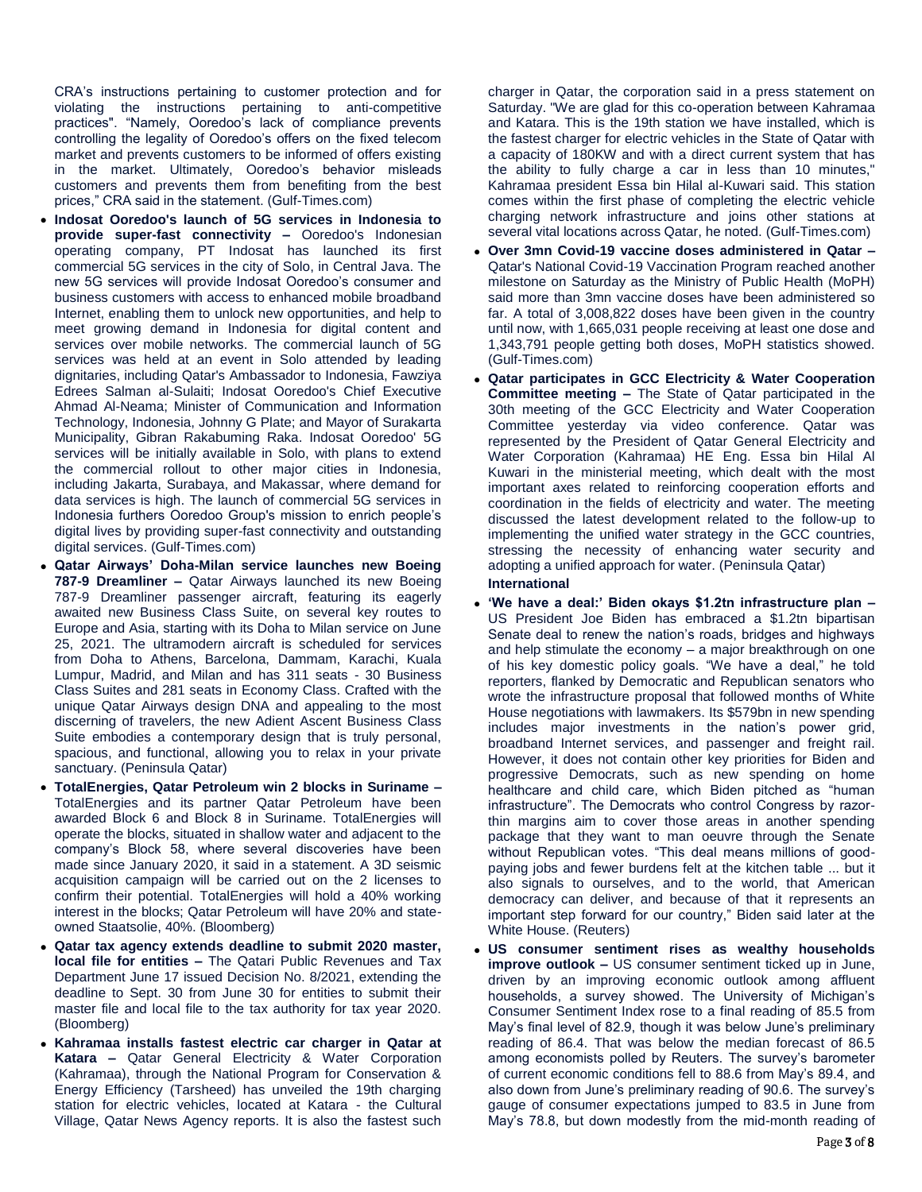CRA's instructions pertaining to customer protection and for violating the instructions pertaining to anti-competitive practices". "Namely, Ooredoo's lack of compliance prevents controlling the legality of Ooredoo's offers on the fixed telecom market and prevents customers to be informed of offers existing in the market. Ultimately, Ooredoo's behavior misleads customers and prevents them from benefiting from the best prices," CRA said in the statement. (Gulf-Times.com)

- **Indosat Ooredoo's launch of 5G services in Indonesia to provide super-fast connectivity –** Ooredoo's Indonesian operating company, PT Indosat has launched its first commercial 5G services in the city of Solo, in Central Java. The new 5G services will provide Indosat Ooredoo's consumer and business customers with access to enhanced mobile broadband Internet, enabling them to unlock new opportunities, and help to meet growing demand in Indonesia for digital content and services over mobile networks. The commercial launch of 5G services was held at an event in Solo attended by leading dignitaries, including Qatar's Ambassador to Indonesia, Fawziya Edrees Salman al-Sulaiti; Indosat Ooredoo's Chief Executive Ahmad Al-Neama; Minister of Communication and Information Technology, Indonesia, Johnny G Plate; and Mayor of Surakarta Municipality, Gibran Rakabuming Raka. Indosat Ooredoo' 5G services will be initially available in Solo, with plans to extend the commercial rollout to other major cities in Indonesia, including Jakarta, Surabaya, and Makassar, where demand for data services is high. The launch of commercial 5G services in Indonesia furthers Ooredoo Group's mission to enrich people's digital lives by providing super-fast connectivity and outstanding digital services. (Gulf-Times.com)
- **Qatar Airways' Doha-Milan service launches new Boeing 787-9 Dreamliner –** Qatar Airways launched its new Boeing 787-9 Dreamliner passenger aircraft, featuring its eagerly awaited new Business Class Suite, on several key routes to Europe and Asia, starting with its Doha to Milan service on June 25, 2021. The ultramodern aircraft is scheduled for services from Doha to Athens, Barcelona, Dammam, Karachi, Kuala Lumpur, Madrid, and Milan and has 311 seats - 30 Business Class Suites and 281 seats in Economy Class. Crafted with the unique Qatar Airways design DNA and appealing to the most discerning of travelers, the new Adient Ascent Business Class Suite embodies a contemporary design that is truly personal, spacious, and functional, allowing you to relax in your private sanctuary. (Peninsula Qatar)
- **TotalEnergies, Qatar Petroleum win 2 blocks in Suriname –** TotalEnergies and its partner Qatar Petroleum have been awarded Block 6 and Block 8 in Suriname. TotalEnergies will operate the blocks, situated in shallow water and adjacent to the company's Block 58, where several discoveries have been made since January 2020, it said in a statement. A 3D seismic acquisition campaign will be carried out on the 2 licenses to confirm their potential. TotalEnergies will hold a 40% working interest in the blocks; Qatar Petroleum will have 20% and state-owned Staatsolie, 40%. (Bloomberg)
- **Qatar tax agency extends deadline to submit 2020 master, local file for entities –** The Qatari Public Revenues and Tax Department June 17 issued Decision No. 8/2021, extending the deadline to Sept. 30 from June 30 for entities to submit their master file and local file to the tax authority for tax year 2020. (Bloomberg)
- **Kahramaa installs fastest electric car charger in Qatar at Katara –** Qatar General Electricity & Water Corporation (Kahramaa), through the National Program for Conservation & Energy Efficiency (Tarsheed) has unveiled the 19th charging station for electric vehicles, located at Katara - the Cultural Village, Qatar News Agency reports. It is also the fastest such charger in Qatar, the corporation said in a press statement on Saturday. "We are glad for this co-operation between Kahramaa and Katara. This is the 19th station we have installed, which is the fastest charger for electric vehicles in the State of Qatar with a capacity of 180KW and with a direct current system that has the ability to fully charge a car in less than 10 minutes," Kahramaa president Essa bin Hilal al-Kuwari said. This station comes within the first phase of completing the electric vehicle charging network infrastructure and joins other stations at several vital locations across Qatar, he noted. (Gulf-Times.com)
- **Over 3mn Covid-19 vaccine doses administered in Qatar –** Qatar's National Covid-19 Vaccination Program reached another milestone on Saturday as the Ministry of Public Health (MoPH) said more than 3mn vaccine doses have been administered so far. A total of 3,008,822 doses have been given in the country until now, with 1,665,031 people receiving at least one dose and 1,343,791 people getting both doses, MoPH statistics showed. (Gulf-Times.com)
- **Qatar participates in GCC Electricity & Water Cooperation Committee meeting –** The State of Qatar participated in the 30th meeting of the GCC Electricity and Water Cooperation Committee yesterday via video conference. Qatar was represented by the President of Qatar General Electricity and Water Corporation (Kahramaa) HE Eng. Essa bin Hilal Al Kuwari in the ministerial meeting, which dealt with the most important axes related to reinforcing cooperation efforts and coordination in the fields of electricity and water. The meeting discussed the latest development related to the follow-up to implementing the unified water strategy in the GCC countries, stressing the necessity of enhancing water security and adopting a unified approach for water. (Peninsula Qatar)

**International**

- **'We have a deal:' Biden okays $1.2tn infrastructure plan –** US President Joe Biden has embraced a $1.2tn bipartisan Senate deal to renew the nation's roads, bridges and highways and help stimulate the economy – a major breakthrough on one of his key domestic policy goals. "We have a deal," he told reporters, flanked by Democratic and Republican senators who wrote the infrastructure proposal that followed months of White House negotiations with lawmakers. Its $579bn in new spending includes major investments in the nation's power grid, broadband Internet services, and passenger and freight rail. However, it does not contain other key priorities for Biden and progressive Democrats, such as new spending on home healthcare and child care, which Biden pitched as "human infrastructure". The Democrats who control Congress by razor-thin margins aim to cover those areas in another spending package that they want to man oeuvre through the Senate without Republican votes. "This deal means millions of good-paying jobs and fewer burdens felt at the kitchen table ... but it also signals to ourselves, and to the world, that American democracy can deliver, and because of that it represents an important step forward for our country," Biden said later at the White House. (Reuters)
- **US consumer sentiment rises as wealthy households improve outlook –** US consumer sentiment ticked up in June, driven by an improving economic outlook among affluent households, a survey showed. The University of Michigan's Consumer Sentiment Index rose to a final reading of 85.5 from May's final level of 82.9, though it was below June's preliminary reading of 86.4. That was below the median forecast of 86.5 among economists polled by Reuters. The survey's barometer of current economic conditions fell to 88.6 from May's 89.4, and also down from June's preliminary reading of 90.6. The survey's gauge of consumer expectations jumped to 83.5 in June from May's 78.8, but down modestly from the mid-month reading of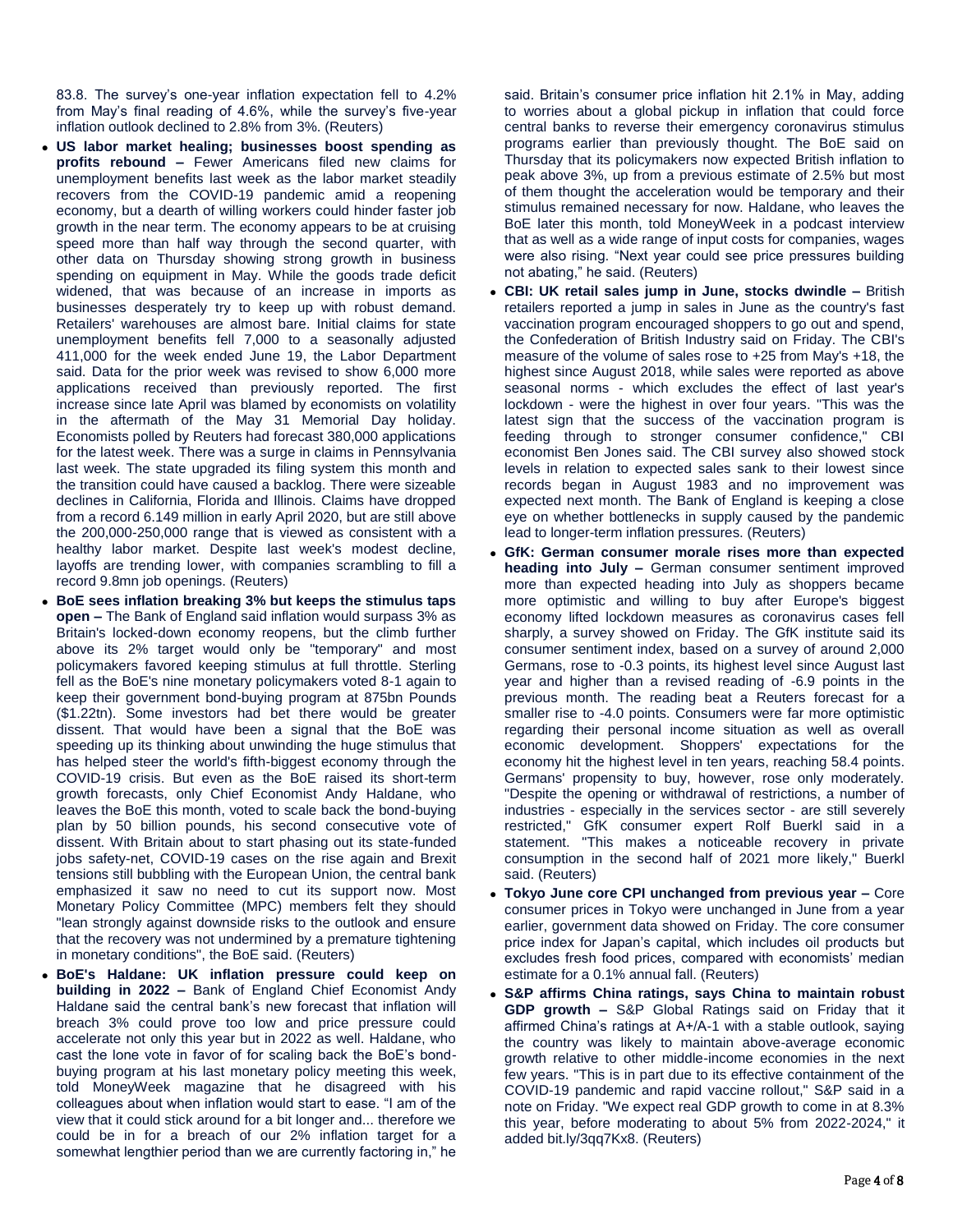83.8. The survey's one-year inflation expectation fell to 4.2% from May's final reading of 4.6%, while the survey's five-year inflation outlook declined to 2.8% from 3%. (Reuters)

- **US labor market healing; businesses boost spending as profits rebound –** Fewer Americans filed new claims for unemployment benefits last week as the labor market steadily recovers from the COVID-19 pandemic amid a reopening economy, but a dearth of willing workers could hinder faster job growth in the near term. The economy appears to be at cruising speed more than half way through the second quarter, with other data on Thursday showing strong growth in business spending on equipment in May. While the goods trade deficit widened, that was because of an increase in imports as businesses desperately try to keep up with robust demand. Retailers' warehouses are almost bare. Initial claims for state unemployment benefits fell 7,000 to a seasonally adjusted 411,000 for the week ended June 19, the Labor Department said. Data for the prior week was revised to show 6,000 more applications received than previously reported. The first increase since late April was blamed by economists on volatility in the aftermath of the May 31 Memorial Day holiday. Economists polled by Reuters had forecast 380,000 applications for the latest week. There was a surge in claims in Pennsylvania last week. The state upgraded its filing system this month and the transition could have caused a backlog. There were sizeable declines in California, Florida and Illinois. Claims have dropped from a record 6.149 million in early April 2020, but are still above the 200,000-250,000 range that is viewed as consistent with a healthy labor market. Despite last week's modest decline, layoffs are trending lower, with companies scrambling to fill a record 9.8mn job openings. (Reuters)
- **BoE sees inflation breaking 3% but keeps the stimulus taps open –** The Bank of England said inflation would surpass 3% as Britain's locked-down economy reopens, but the climb further above its 2% target would only be "temporary" and most policymakers favored keeping stimulus at full throttle. Sterling fell as the BoE's nine monetary policymakers voted 8-1 again to keep their government bond-buying program at 875bn Pounds ($1.22tn). Some investors had bet there would be greater dissent. That would have been a signal that the BoE was speeding up its thinking about unwinding the huge stimulus that has helped steer the world's fifth-biggest economy through the COVID-19 crisis. But even as the BoE raised its short-term growth forecasts, only Chief Economist Andy Haldane, who leaves the BoE this month, voted to scale back the bond-buying plan by 50 billion pounds, his second consecutive vote of dissent. With Britain about to start phasing out its state-funded jobs safety-net, COVID-19 cases on the rise again and Brexit tensions still bubbling with the European Union, the central bank emphasized it saw no need to cut its support now. Most Monetary Policy Committee (MPC) members felt they should "lean strongly against downside risks to the outlook and ensure that the recovery was not undermined by a premature tightening in monetary conditions", the BoE said. (Reuters)
- **BoE's Haldane: UK inflation pressure could keep on building in 2022 –** Bank of England Chief Economist Andy Haldane said the central bank's new forecast that inflation will breach 3% could prove too low and price pressure could accelerate not only this year but in 2022 as well. Haldane, who cast the lone vote in favor of for scaling back the BoE's bond-buying program at his last monetary policy meeting this week, told MoneyWeek magazine that he disagreed with his colleagues about when inflation would start to ease. "I am of the view that it could stick around for a bit longer and... therefore we could be in for a breach of our 2% inflation target for a somewhat lengthier period than we are currently factoring in," he said. Britain's consumer price inflation hit 2.1% in May, adding to worries about a global pickup in inflation that could force central banks to reverse their emergency coronavirus stimulus programs earlier than previously thought. The BoE said on Thursday that its policymakers now expected British inflation to peak above 3%, up from a previous estimate of 2.5% but most of them thought the acceleration would be temporary and their stimulus remained necessary for now. Haldane, who leaves the BoE later this month, told MoneyWeek in a podcast interview that as well as a wide range of input costs for companies, wages were also rising. "Next year could see price pressures building not abating," he said. (Reuters)
- **CBI: UK retail sales jump in June, stocks dwindle –** British retailers reported a jump in sales in June as the country's fast vaccination program encouraged shoppers to go out and spend, the Confederation of British Industry said on Friday. The CBI's measure of the volume of sales rose to +25 from May's +18, the highest since August 2018, while sales were reported as above seasonal norms - which excludes the effect of last year's lockdown - were the highest in over four years. "This was the latest sign that the success of the vaccination program is feeding through to stronger consumer confidence," CBI economist Ben Jones said. The CBI survey also showed stock levels in relation to expected sales sank to their lowest since records began in August 1983 and no improvement was expected next month. The Bank of England is keeping a close eye on whether bottlenecks in supply caused by the pandemic lead to longer-term inflation pressures. (Reuters)
- **GfK: German consumer morale rises more than expected heading into July –** German consumer sentiment improved more than expected heading into July as shoppers became more optimistic and willing to buy after Europe's biggest economy lifted lockdown measures as coronavirus cases fell sharply, a survey showed on Friday. The GfK institute said its consumer sentiment index, based on a survey of around 2,000 Germans, rose to -0.3 points, its highest level since August last year and higher than a revised reading of -6.9 points in the previous month. The reading beat a Reuters forecast for a smaller rise to -4.0 points. Consumers were far more optimistic regarding their personal income situation as well as overall economic development. Shoppers' expectations for the economy hit the highest level in ten years, reaching 58.4 points. Germans' propensity to buy, however, rose only moderately. "Despite the opening or withdrawal of restrictions, a number of industries - especially in the services sector - are still severely restricted," GfK consumer expert Rolf Buerkl said in a statement. "This makes a noticeable recovery in private consumption in the second half of 2021 more likely," Buerkl said. (Reuters)
- **Tokyo June core CPI unchanged from previous year –** Core consumer prices in Tokyo were unchanged in June from a year earlier, government data showed on Friday. The core consumer price index for Japan's capital, which includes oil products but excludes fresh food prices, compared with economists' median estimate for a 0.1% annual fall. (Reuters)
- **S&P affirms China ratings, says China to maintain robust GDP growth –** S&P Global Ratings said on Friday that it affirmed China's ratings at A+/A-1 with a stable outlook, saying the country was likely to maintain above-average economic growth relative to other middle-income economies in the next few years. "This is in part due to its effective containment of the COVID-19 pandemic and rapid vaccine rollout," S&P said in a note on Friday. "We expect real GDP growth to come in at 8.3% this year, before moderating to about 5% from 2022-2024," it added bit.ly/3qq7Kx8. (Reuters)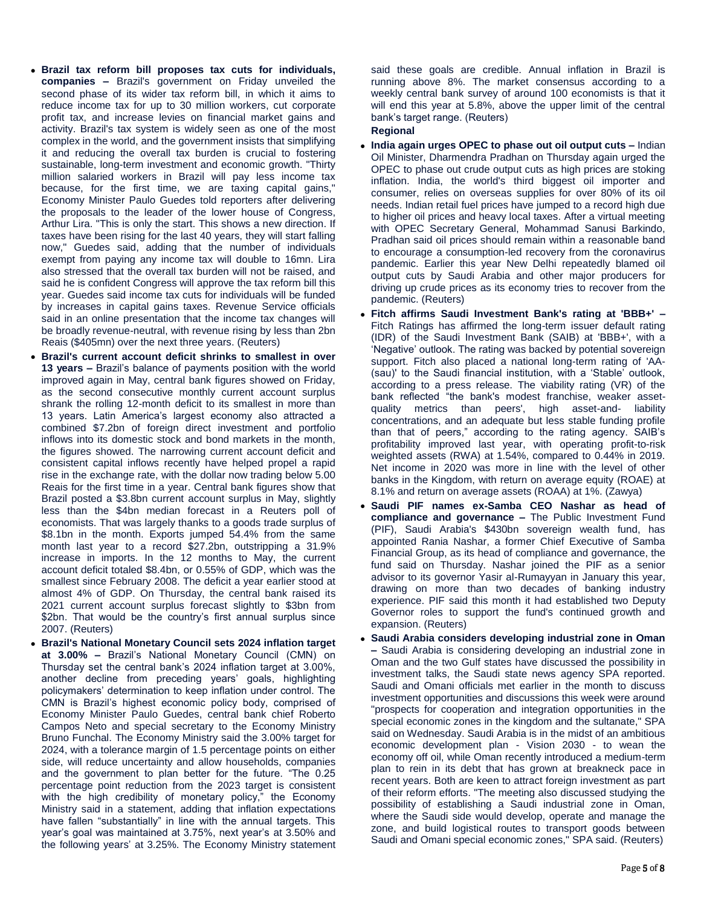- **Brazil tax reform bill proposes tax cuts for individuals, companies –** Brazil's government on Friday unveiled the second phase of its wider tax reform bill, in which it aims to reduce income tax for up to 30 million workers, cut corporate profit tax, and increase levies on financial market gains and activity. Brazil's tax system is widely seen as one of the most complex in the world, and the government insists that simplifying it and reducing the overall tax burden is crucial to fostering sustainable, long-term investment and economic growth. "Thirty million salaried workers in Brazil will pay less income tax because, for the first time, we are taxing capital gains," Economy Minister Paulo Guedes told reporters after delivering the proposals to the leader of the lower house of Congress, Arthur Lira. "This is only the start. This shows a new direction. If taxes have been rising for the last 40 years, they will start falling now," Guedes said, adding that the number of individuals exempt from paying any income tax will double to 16mn. Lira also stressed that the overall tax burden will not be raised, and said he is confident Congress will approve the tax reform bill this year. Guedes said income tax cuts for individuals will be funded by increases in capital gains taxes. Revenue Service officials said in an online presentation that the income tax changes will be broadly revenue-neutral, with revenue rising by less than 2bn Reais ($405mn) over the next three years. (Reuters)
- **Brazil's current account deficit shrinks to smallest in over 13 years –** Brazil's balance of payments position with the world improved again in May, central bank figures showed on Friday, as the second consecutive monthly current account surplus shrank the rolling 12-month deficit to its smallest in more than 13 years. Latin America's largest economy also attracted a combined $7.2bn of foreign direct investment and portfolio inflows into its domestic stock and bond markets in the month, the figures showed. The narrowing current account deficit and consistent capital inflows recently have helped propel a rapid rise in the exchange rate, with the dollar now trading below 5.00 Reais for the first time in a year. Central bank figures show that Brazil posted a $3.8bn current account surplus in May, slightly less than the $4bn median forecast in a Reuters poll of economists. That was largely thanks to a goods trade surplus of $8.1bn in the month. Exports jumped 54.4% from the same month last year to a record $27.2bn, outstripping a 31.9% increase in imports. In the 12 months to May, the current account deficit totaled $8.4bn, or 0.55% of GDP, which was the smallest since February 2008. The deficit a year earlier stood at almost 4% of GDP. On Thursday, the central bank raised its 2021 current account surplus forecast slightly to $3bn from $2bn. That would be the country's first annual surplus since 2007. (Reuters)
- **Brazil's National Monetary Council sets 2024 inflation target at 3.00% –** Brazil's National Monetary Council (CMN) on Thursday set the central bank's 2024 inflation target at 3.00%, another decline from preceding years' goals, highlighting policymakers' determination to keep inflation under control. The CMN is Brazil's highest economic policy body, comprised of Economy Minister Paulo Guedes, central bank chief Roberto Campos Neto and special secretary to the Economy Ministry Bruno Funchal. The Economy Ministry said the 3.00% target for 2024, with a tolerance margin of 1.5 percentage points on either side, will reduce uncertainty and allow households, companies and the government to plan better for the future. "The 0.25 percentage point reduction from the 2023 target is consistent with the high credibility of monetary policy," the Economy Ministry said in a statement, adding that inflation expectations have fallen "substantially" in line with the annual targets. This year's goal was maintained at 3.75%, next year's at 3.50% and the following years' at 3.25%. The Economy Ministry statement said these goals are credible. Annual inflation in Brazil is running above 8%. The market consensus according to a weekly central bank survey of around 100 economists is that it will end this year at 5.8%, above the upper limit of the central bank's target range. (Reuters)

**Regional**

- **India again urges OPEC to phase out oil output cuts –** Indian Oil Minister, Dharmendra Pradhan on Thursday again urged the OPEC to phase out crude output cuts as high prices are stoking inflation. India, the world's third biggest oil importer and consumer, relies on overseas supplies for over 80% of its oil needs. Indian retail fuel prices have jumped to a record high due to higher oil prices and heavy local taxes. After a virtual meeting with OPEC Secretary General, Mohammad Sanusi Barkindo, Pradhan said oil prices should remain within a reasonable band to encourage a consumption-led recovery from the coronavirus pandemic. Earlier this year New Delhi repeatedly blamed oil output cuts by Saudi Arabia and other major producers for driving up crude prices as its economy tries to recover from the pandemic. (Reuters)
- **Fitch affirms Saudi Investment Bank's rating at 'BBB+' –** Fitch Ratings has affirmed the long-term issuer default rating (IDR) of the Saudi Investment Bank (SAIB) at 'BBB+', with a 'Negative' outlook. The rating was backed by potential sovereign support. Fitch also placed a national long-term rating of 'AA-(sau)' to the Saudi financial institution, with a 'Stable' outlook, according to a press release. The viability rating (VR) of the bank reflected "the bank's modest franchise, weaker asset-quality metrics than peers', high asset-and- liability concentrations, and an adequate but less stable funding profile than that of peers," according to the rating agency. SAIB's profitability improved last year, with operating profit-to-risk weighted assets (RWA) at 1.54%, compared to 0.44% in 2019. Net income in 2020 was more in line with the level of other banks in the Kingdom, with return on average equity (ROAE) at 8.1% and return on average assets (ROAA) at 1%. (Zawya)
- **Saudi PIF names ex-Samba CEO Nashar as head of compliance and governance –** The Public Investment Fund (PIF), Saudi Arabia's $430bn sovereign wealth fund, has appointed Rania Nashar, a former Chief Executive of Samba Financial Group, as its head of compliance and governance, the fund said on Thursday. Nashar joined the PIF as a senior advisor to its governor Yasir al-Rumayyan in January this year, drawing on more than two decades of banking industry experience. PIF said this month it had established two Deputy Governor roles to support the fund's continued growth and expansion. (Reuters)
- **Saudi Arabia considers developing industrial zone in Oman –** Saudi Arabia is considering developing an industrial zone in Oman and the two Gulf states have discussed the possibility in investment talks, the Saudi state news agency SPA reported. Saudi and Omani officials met earlier in the month to discuss investment opportunities and discussions this week were around "prospects for cooperation and integration opportunities in the special economic zones in the kingdom and the sultanate," SPA said on Wednesday. Saudi Arabia is in the midst of an ambitious economic development plan - Vision 2030 - to wean the economy off oil, while Oman recently introduced a medium-term plan to rein in its debt that has grown at breakneck pace in recent years. Both are keen to attract foreign investment as part of their reform efforts. "The meeting also discussed studying the possibility of establishing a Saudi industrial zone in Oman, where the Saudi side would develop, operate and manage the zone, and build logistical routes to transport goods between Saudi and Omani special economic zones," SPA said. (Reuters)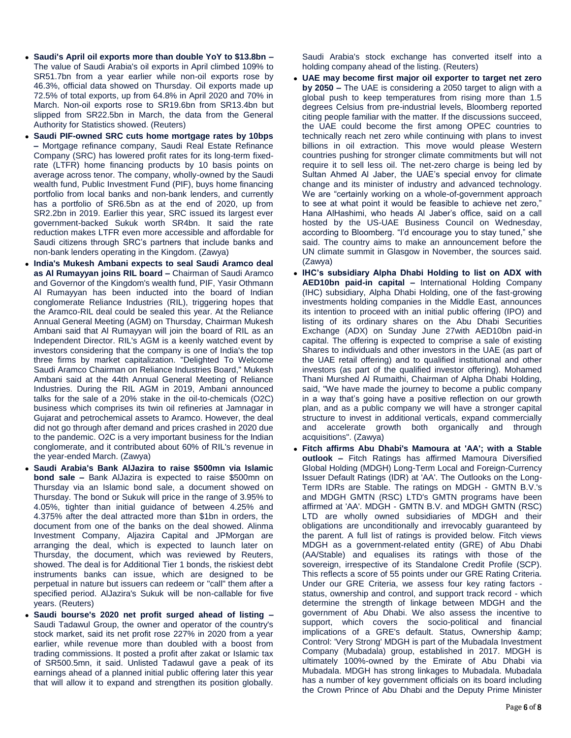- **Saudi's April oil exports more than double YoY to $13.8bn –** The value of Saudi Arabia's oil exports in April climbed 109% to SR51.7bn from a year earlier while non-oil exports rose by 46.3%, official data showed on Thursday. Oil exports made up 72.5% of total exports, up from 64.8% in April 2020 and 70% in March. Non-oil exports rose to SR19.6bn from SR13.4bn but slipped from SR22.5bn in March, the data from the General Authority for Statistics showed. (Reuters)
- **Saudi PIF-owned SRC cuts home mortgage rates by 10bps –** Mortgage refinance company, Saudi Real Estate Refinance Company (SRC) has lowered profit rates for its long-term fixed-rate (LTFR) home financing products by 10 basis points on average across tenor. The company, wholly-owned by the Saudi wealth fund, Public Investment Fund (PIF), buys home financing portfolio from local banks and non-bank lenders, and currently has a portfolio of SR6.5bn as at the end of 2020, up from SR2.2bn in 2019. Earlier this year, SRC issued its largest ever government-backed Sukuk worth SR4bn. It said the rate reduction makes LTFR even more accessible and affordable for Saudi citizens through SRC's partners that include banks and non-bank lenders operating in the Kingdom. (Zawya)
- **India's Mukesh Ambani expects to seal Saudi Aramco deal as Al Rumayyan joins RIL board –** Chairman of Saudi Aramco and Governor of the Kingdom's wealth fund, PIF, Yasir Othmann Al Rumayyan has been inducted into the board of Indian conglomerate Reliance Industries (RIL), triggering hopes that the Aramco-RIL deal could be sealed this year. At the Reliance Annual General Meeting (AGM) on Thursday, Chairman Mukesh Ambani said that Al Rumayyan will join the board of RIL as an Independent Director. RIL's AGM is a keenly watched event by investors considering that the company is one of India's the top three firms by market capitalization. "Delighted To Welcome Saudi Aramco Chairman on Reliance Industries Board," Mukesh Ambani said at the 44th Annual General Meeting of Reliance Industries. During the RIL AGM in 2019, Ambani announced talks for the sale of a 20% stake in the oil-to-chemicals (O2C) business which comprises its twin oil refineries at Jamnagar in Gujarat and petrochemical assets to Aramco. However, the deal did not go through after demand and prices crashed in 2020 due to the pandemic. O2C is a very important business for the Indian conglomerate, and it contributed about 60% of RIL's revenue in the year-ended March. (Zawya)
- **Saudi Arabia's Bank AlJazira to raise $500mn via Islamic bond sale –** Bank AlJazira is expected to raise $500mn on Thursday via an Islamic bond sale, a document showed on Thursday. The bond or Sukuk will price in the range of 3.95% to 4.05%, tighter than initial guidance of between 4.25% and 4.375% after the deal attracted more than $1bn in orders, the document from one of the banks on the deal showed. Alinma Investment Company, Aljazira Capital and JPMorgan are arranging the deal, which is expected to launch later on Thursday, the document, which was reviewed by Reuters, showed. The deal is for Additional Tier 1 bonds, the riskiest debt instruments banks can issue, which are designed to be perpetual in nature but issuers can redeem or "call" them after a specified period. AlJazira's Sukuk will be non-callable for five years. (Reuters)
- **Saudi bourse's 2020 net profit surged ahead of listing –** Saudi Tadawul Group, the owner and operator of the country's stock market, said its net profit rose 227% in 2020 from a year earlier, while revenue more than doubled with a boost from trading commissions. It posted a profit after zakat or Islamic tax of SR500.5mn, it said. Unlisted Tadawul gave a peak of its earnings ahead of a planned initial public offering later this year that will allow it to expand and strengthen its position globally. Saudi Arabia's stock exchange has converted itself into a holding company ahead of the listing. (Reuters)
- **UAE may become first major oil exporter to target net zero by 2050 –** The UAE is considering a 2050 target to align with a global push to keep temperatures from rising more than 1.5 degrees Celsius from pre-industrial levels, Bloomberg reported citing people familiar with the matter. If the discussions succeed, the UAE could become the first among OPEC countries to technically reach net zero while continuing with plans to invest billions in oil extraction. This move would please Western countries pushing for stronger climate commitments but will not require it to sell less oil. The net-zero charge is being led by Sultan Ahmed Al Jaber, the UAE's special envoy for climate change and its minister of industry and advanced technology. We are "certainly working on a whole-of-government approach to see at what point it would be feasible to achieve net zero," Hana AlHashimi, who heads Al Jaber's office, said on a call hosted by the US-UAE Business Council on Wednesday, according to Bloomberg. "I'd encourage you to stay tuned," she said. The country aims to make an announcement before the UN climate summit in Glasgow in November, the sources said. (Zawya)
- **IHC's subsidiary Alpha Dhabi Holding to list on ADX with AED10bn paid-in capital –** International Holding Company (IHC) subsidiary, Alpha Dhabi Holding, one of the fast-growing investments holding companies in the Middle East, announces its intention to proceed with an initial public offering (IPO) and listing of its ordinary shares on the Abu Dhabi Securities Exchange (ADX) on Sunday June 27with AED10bn paid-in capital. The offering is expected to comprise a sale of existing Shares to individuals and other investors in the UAE (as part of the UAE retail offering) and to qualified institutional and other investors (as part of the qualified investor offering). Mohamed Thani Murshed Al Rumaithi, Chairman of Alpha Dhabi Holding, said, "We have made the journey to become a public company in a way that's going have a positive reflection on our growth plan, and as a public company we will have a stronger capital structure to invest in additional verticals, expand commercially and accelerate growth both organically and through acquisitions". (Zawya)
- **Fitch affirms Abu Dhabi's Mamoura at 'AA'; with a Stable outlook –** Fitch Ratings has affirmed Mamoura Diversified Global Holding (MDGH) Long-Term Local and Foreign-Currency Issuer Default Ratings (IDR) at 'AA'. The Outlooks on the Long-Term IDRs are Stable. The ratings on MDGH - GMTN B.V.'s and MDGH GMTN (RSC) LTD's GMTN programs have been affirmed at 'AA'. MDGH - GMTN B.V. and MDGH GMTN (RSC) LTD are wholly owned subsidiaries of MDGH and their obligations are unconditionally and irrevocably guaranteed by the parent. A full list of ratings is provided below. Fitch views MDGH as a government-related entity (GRE) of Abu Dhabi (AA/Stable) and equalises its ratings with those of the sovereign, irrespective of its Standalone Credit Profile (SCP). This reflects a score of 55 points under our GRE Rating Criteria. Under our GRE Criteria, we assess four key rating factors - status, ownership and control, and support track record - which determine the strength of linkage between MDGH and the government of Abu Dhabi. We also assess the incentive to support, which covers the socio-political and financial implications of a GRE's default. Status, Ownership &amp; Control: 'Very Strong' MDGH is part of the Mubadala Investment Company (Mubadala) group, established in 2017. MDGH is ultimately 100%-owned by the Emirate of Abu Dhabi via Mubadala. MDGH has strong linkages to Mubadala. Mubadala has a number of key government officials on its board including the Crown Prince of Abu Dhabi and the Deputy Prime Minister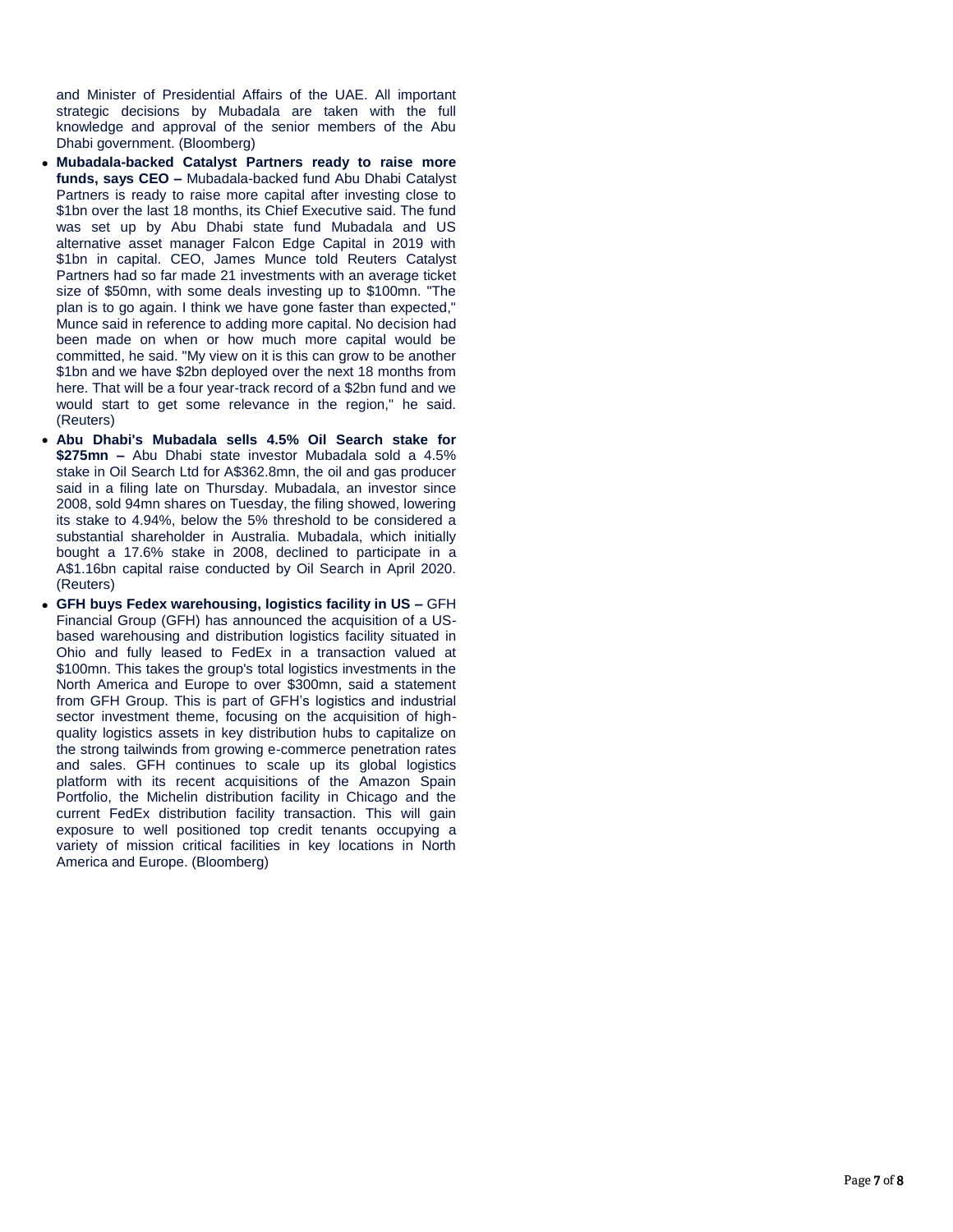and Minister of Presidential Affairs of the UAE. All important strategic decisions by Mubadala are taken with the full knowledge and approval of the senior members of the Abu Dhabi government. (Bloomberg)

- **Mubadala-backed Catalyst Partners ready to raise more funds, says CEO –** Mubadala-backed fund Abu Dhabi Catalyst Partners is ready to raise more capital after investing close to $1bn over the last 18 months, its Chief Executive said. The fund was set up by Abu Dhabi state fund Mubadala and US alternative asset manager Falcon Edge Capital in 2019 with $1bn in capital. CEO, James Munce told Reuters Catalyst Partners had so far made 21 investments with an average ticket size of $50mn, with some deals investing up to $100mn. "The plan is to go again. I think we have gone faster than expected," Munce said in reference to adding more capital. No decision had been made on when or how much more capital would be committed, he said. "My view on it is this can grow to be another $1bn and we have $2bn deployed over the next 18 months from here. That will be a four year-track record of a $2bn fund and we would start to get some relevance in the region," he said. (Reuters)
- **Abu Dhabi's Mubadala sells 4.5% Oil Search stake for $275mn –** Abu Dhabi state investor Mubadala sold a 4.5% stake in Oil Search Ltd for A$362.8mn, the oil and gas producer said in a filing late on Thursday. Mubadala, an investor since 2008, sold 94mn shares on Tuesday, the filing showed, lowering its stake to 4.94%, below the 5% threshold to be considered a substantial shareholder in Australia. Mubadala, which initially bought a 17.6% stake in 2008, declined to participate in a A$1.16bn capital raise conducted by Oil Search in April 2020. (Reuters)
- **GFH buys Fedex warehousing, logistics facility in US –** GFH Financial Group (GFH) has announced the acquisition of a US-based warehousing and distribution logistics facility situated in Ohio and fully leased to FedEx in a transaction valued at $100mn. This takes the group's total logistics investments in the North America and Europe to over $300mn, said a statement from GFH Group. This is part of GFH's logistics and industrial sector investment theme, focusing on the acquisition of high-quality logistics assets in key distribution hubs to capitalize on the strong tailwinds from growing e-commerce penetration rates and sales. GFH continues to scale up its global logistics platform with its recent acquisitions of the Amazon Spain Portfolio, the Michelin distribution facility in Chicago and the current FedEx distribution facility transaction. This will gain exposure to well positioned top credit tenants occupying a variety of mission critical facilities in key locations in North America and Europe. (Bloomberg)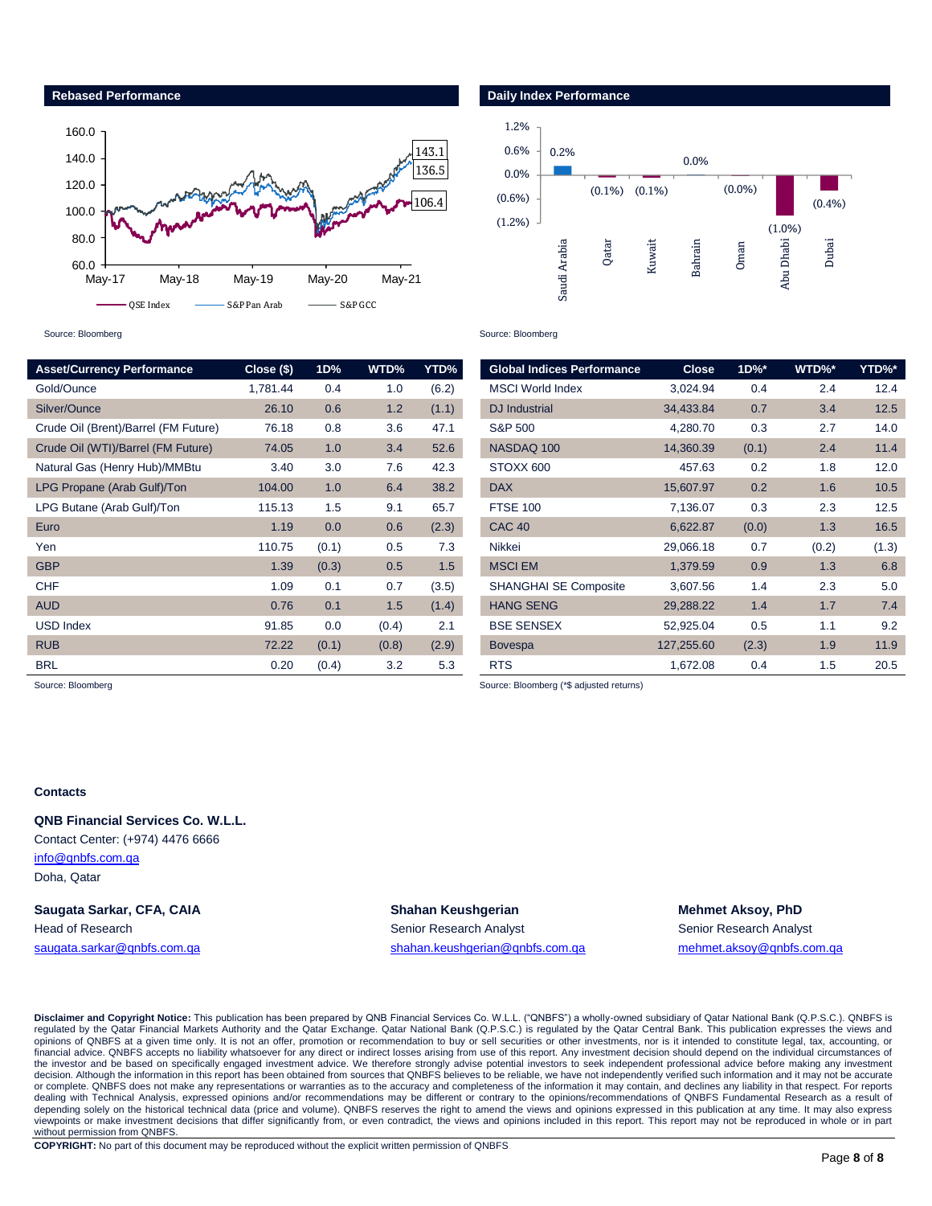**Rebased Performance**

160.0
140.0
120.0
100.0
80.0
60.0

May-17 May-18 May-19 May-20 May-21

143.1
136.5
106.4

QSE Index S&P Pan Arab S&P GCC

Source: Bloomberg

**Daily Index Performance**

1.2%
0.6%
0.0%
(0.6%)
(1.2%)

0.2% (0.1%) (0.1%) 0.0% (0.0%) (1.0%) (0.4%)

Saudi Arabia Qatar Kuwait Bahrain Oman Abu Dhabi Dubai

Source: Bloomberg

| Asset/Currency Performance | Close ($) | 1D% | WTD% | YTD% |
|---|---|---|---|---|
| Gold/Ounce | 1,781.44 | 0.4 | 1.0 | (6.2) |
| Silver/Ounce | 26.10 | 0.6 | 1.2 | (1.1) |
| Crude Oil (Brent)/Barrel (FM Future) | 76.18 | 0.8 | 3.6 | 47.1 |
| Crude Oil (WTI)/Barrel (FM Future) | 74.05 | 1.0 | 3.4 | 52.6 |
| Natural Gas (Henry Hub)/MMBtu | 3.40 | 3.0 | 7.6 | 42.3 |
| LPG Propane (Arab Gulf)/Ton | 104.00 | 1.0 | 6.4 | 38.2 |
| LPG Butane (Arab Gulf)/Ton | 115.13 | 1.5 | 9.1 | 65.7 |
| Euro | 1.19 | 0.0 | 0.6 | (2.3) |
| Yen | 110.75 | (0.1) | 0.5 | 7.3 |
| GBP | 1.39 | (0.3) | 0.5 | 1.5 |
| CHF | 1.09 | 0.1 | 0.7 | (3.5) |
| AUD | 0.76 | 0.1 | 1.5 | (1.4) |
| USD Index | 91.85 | 0.0 | (0.4) | 2.1 |
| RUB | 72.22 | (0.1) | (0.8) | (2.9) |
| BRL | 0.20 | (0.4) | 3.2 | 5.3 |

Source: Bloomberg

| Global Indices Performance | Close | 1D%* | WTD%* | YTD%* |
|---|---|---|---|---|
| MSCI World Index | 3,024.94 | 0.4 | 2.4 | 12.4 |
| DJ Industrial | 34,433.84 | 0.7 | 3.4 | 12.5 |
| S&P 500 | 4,280.70 | 0.3 | 2.7 | 14.0 |
| NASDAQ 100 | 14,360.39 | (0.1) | 2.4 | 11.4 |
| STOXX 600 | 457.63 | 0.2 | 1.8 | 12.0 |
| DAX | 15,607.97 | 0.2 | 1.6 | 10.5 |
| FTSE 100 | 7,136.07 | 0.3 | 2.3 | 12.5 |
| CAC 40 | 6,622.87 | (0.0) | 1.3 | 16.5 |
| Nikkei | 29,066.18 | 0.7 | (0.2) | (1.3) |
| MSCI EM | 1,379.59 | 0.9 | 1.3 | 6.8 |
| SHANGHAI SE Composite | 3,607.56 | 1.4 | 2.3 | 5.0 |
| HANG SENG | 29,288.22 | 1.4 | 1.7 | 7.4 |
| BSE SENSEX | 52,925.04 | 0.5 | 1.1 | 9.2 |
| Bovespa | 127,255.60 | (2.3) | 1.9 | 11.9 |
| RTS | 1,672.08 | 0.4 | 1.5 | 20.5 |

Source: Bloomberg (*$ adjusted returns)

**Contacts**

**QNB Financial Services Co. W.L.L.**
Contact Center: (+974) 4476 6666
info@qnbfs.com.qa
Doha, Qatar

**Saugata Sarkar, CFA, CAIA**
Head of Research
saugata.sarkar@qnbfs.com.qa

**Shahan Keushgerian**
Senior Research Analyst
shahan.keushgerian@qnbfs.com.qa

**Mehmet Aksoy, PhD**
Senior Research Analyst
mehmet.aksoy@qnbfs.com.qa

**Disclaimer and Copyright Notice:** This publication has been prepared by QNB Financial Services Co. W.L.L. ("QNBFS") a wholly-owned subsidiary of Qatar National Bank (Q.P.S.C.). QNBFS is regulated by the Qatar Financial Markets Authority and the Qatar Exchange. Qatar National Bank (Q.P.S.C.) is regulated by the Qatar Central Bank. This publication expresses the views and opinions of QNBFS at a given time only. It is not an offer, promotion or recommendation to buy or sell securities or other investments, nor is it intended to constitute legal, tax, accounting, or financial advice. QNBFS accepts no liability whatsoever for any direct or indirect losses arising from use of this report. Any investment decision should depend on the individual circumstances of the investor and be based on specifically engaged investment advice. We therefore strongly advise potential investors to seek independent professional advice before making any investment decision. Although the information in this report has been obtained from sources that QNBFS believes to be reliable, we have not independently verified such information and it may not be accurate or complete. QNBFS does not make any representations or warranties as to the accuracy and completeness of the information it may contain, and declines any liability in that respect. For reports dealing with Technical Analysis, expressed opinions and/or recommendations may be different or contrary to the opinions/recommendations of QNBFS Fundamental Research as a result of depending solely on the historical technical data (price and volume). QNBFS reserves the right to amend the views and opinions expressed in this publication at any time. It may also express viewpoints or make investment decisions that differ significantly from, or even contradict, the views and opinions included in this report. This report may not be reproduced in whole or in part without permission from QNBFS.

**COPYRIGHT:** No part of this document may be reproduced without the explicit written permission of QNBFS